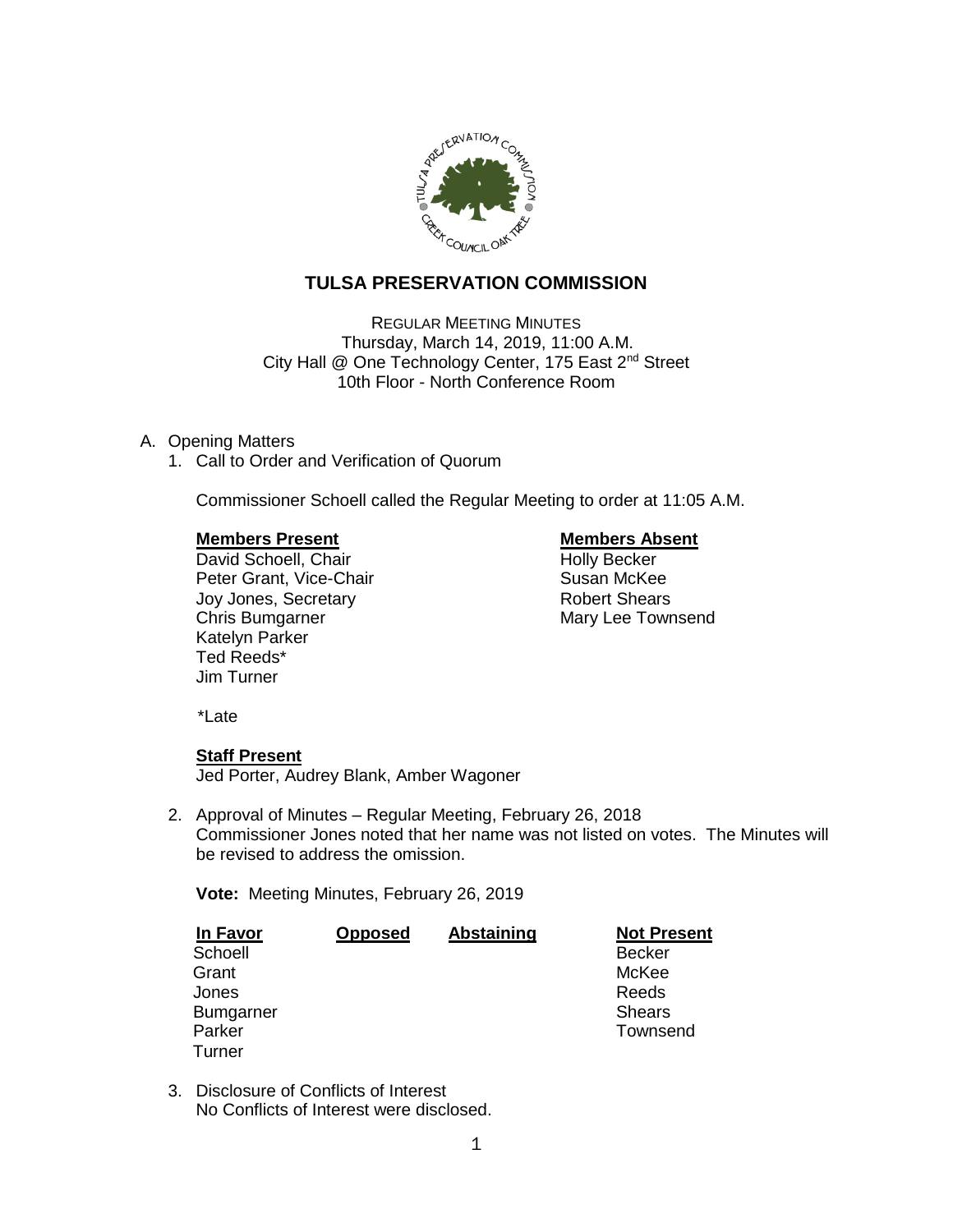# TULSA PRESERVATION COMMISSION

REGULAR MEETING MINUTES
Thursday, March 14, 2019, 11:00 A.M.
City Hall @ One Technology Center, 175 East 2nd Street
10th Floor - North Conference Room

A. Opening Matters

1. Call to Order and Verification of Quorum

   Commissioner Schoell called the Regular Meeting to order at 11:05 A.M.

   **Members Present**
   David Schoell, Chair
   Peter Grant, Vice-Chair
   Joy Jones, Secretary
   Chris Bumgarner
   Katelyn Parker
   Ted Reeds*
   Jim Turner

   **Members Absent**
   Holly Becker
   Susan McKee
   Robert Shears
   Mary Lee Townsend

   *Late

   **Staff Present**
   Jed Porter, Audrey Blank, Amber Wagoner

2. Approval of Minutes – Regular Meeting, February 26, 2018
   Commissioner Jones noted that her name was not listed on votes. The Minutes will be revised to address the omission.

   **Vote:** Meeting Minutes, February 26, 2019

   | In Favor | Opposed | Abstaining | Not Present |
   |---|---|---|---|
   | Schoell | | | Becker |
   | Grant | | | McKee |
   | Jones | | | Reeds |
   | Bumgarner | | | Shears |
   | Parker | | | Townsend |
   | Turner | | | |

3. Disclosure of Conflicts of Interest
   No Conflicts of Interest were disclosed.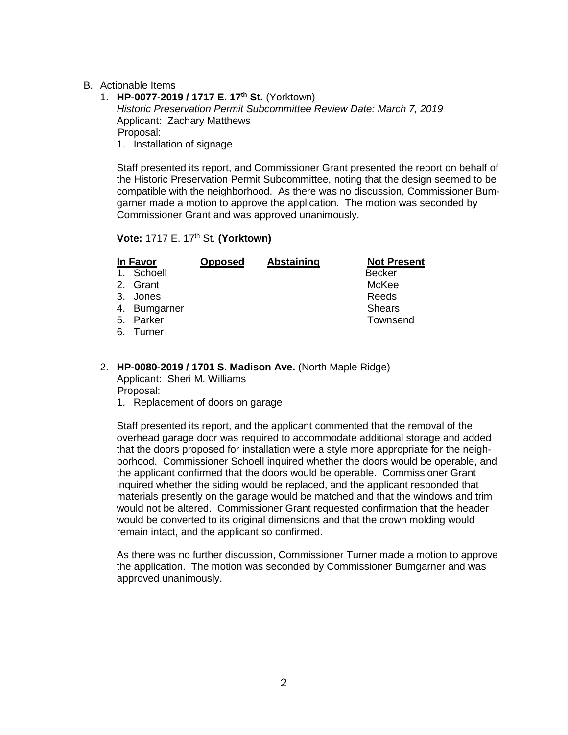B. Actionable Items

1. **HP-0077-2019 / 1717 E. 17th St.** (Yorktown)
   *Historic Preservation Permit Subcommittee Review Date: March 7, 2019*
   Applicant: Zachary Matthews
   Proposal:
   1. Installation of signage

   Staff presented its report, and Commissioner Grant presented the report on behalf of the Historic Preservation Permit Subcommittee, noting that the design seemed to be compatible with the neighborhood. As there was no discussion, Commissioner Bumgarner made a motion to approve the application. The motion was seconded by Commissioner Grant and was approved unanimously.

   **Vote:** 1717 E. 17th St. **(Yorktown)**

   | In Favor | Opposed | Abstaining | Not Present |
   |---|---|---|---|
   | 1. Schoell | | | Becker |
   | 2. Grant | | | McKee |
   | 3. Jones | | | Reeds |
   | 4. Bumgarner | | | Shears |
   | 5. Parker | | | Townsend |
   | 6. Turner | | | |

2. **HP-0080-2019 / 1701 S. Madison Ave.** (North Maple Ridge)
   Applicant: Sheri M. Williams
   Proposal:
   1. Replacement of doors on garage

   Staff presented its report, and the applicant commented that the removal of the overhead garage door was required to accommodate additional storage and added that the doors proposed for installation were a style more appropriate for the neighborhood. Commissioner Schoell inquired whether the doors would be operable, and the applicant confirmed that the doors would be operable. Commissioner Grant inquired whether the siding would be replaced, and the applicant responded that materials presently on the garage would be matched and that the windows and trim would not be altered. Commissioner Grant requested confirmation that the header would be converted to its original dimensions and that the crown molding would remain intact, and the applicant so confirmed.

   As there was no further discussion, Commissioner Turner made a motion to approve the application. The motion was seconded by Commissioner Bumgarner and was approved unanimously.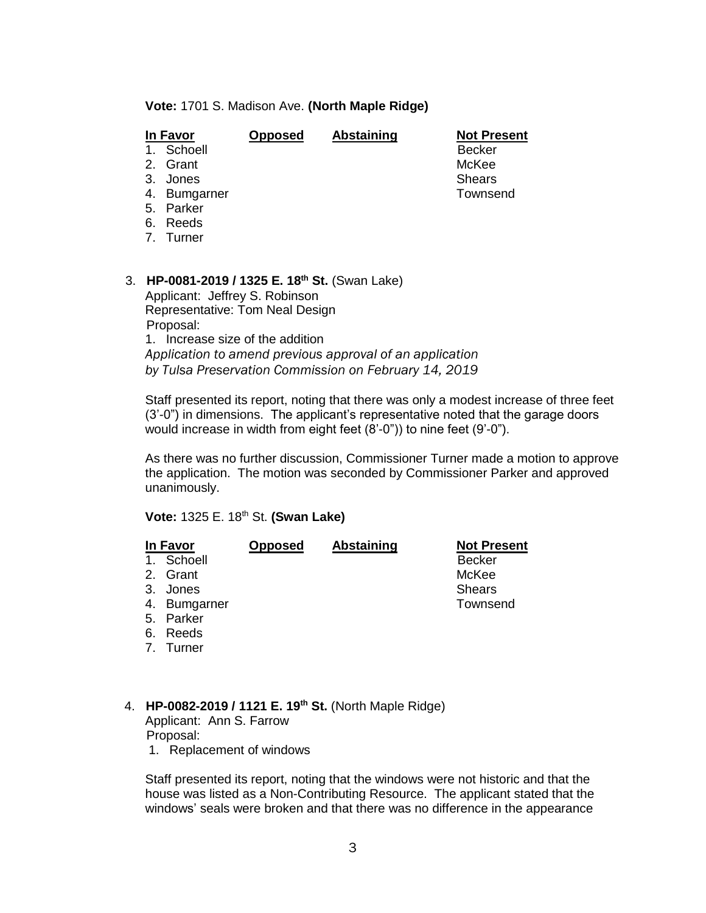**Vote:** 1701 S. Madison Ave. **(North Maple Ridge)**

| In Favor | Opposed | Abstaining | Not Present |
|---|---|---|---|
| 1. Schoell | | | Becker |
| 2. Grant | | | McKee |
| 3. Jones | | | Shears |
| 4. Bumgarner | | | Townsend |
| 5. Parker | | | |
| 6. Reeds | | | |
| 7. Turner | | | |

3. **HP-0081-2019 / 1325 E. 18th St.** (Swan Lake)
   Applicant: Jeffrey S. Robinson
   Representative: Tom Neal Design
   Proposal:
   1. Increase size of the addition

   *Application to amend previous approval of an application by Tulsa Preservation Commission on February 14, 2019*

   Staff presented its report, noting that there was only a modest increase of three feet (3'-0") in dimensions. The applicant's representative noted that the garage doors would increase in width from eight feet (8'-0")) to nine feet (9'-0").

   As there was no further discussion, Commissioner Turner made a motion to approve the application. The motion was seconded by Commissioner Parker and approved unanimously.

**Vote:** 1325 E. 18th St. **(Swan Lake)**

| In Favor | Opposed | Abstaining | Not Present |
|---|---|---|---|
| 1. Schoell | | | Becker |
| 2. Grant | | | McKee |
| 3. Jones | | | Shears |
| 4. Bumgarner | | | Townsend |
| 5. Parker | | | |
| 6. Reeds | | | |
| 7. Turner | | | |

4. **HP-0082-2019 / 1121 E. 19th St.** (North Maple Ridge)
   Applicant: Ann S. Farrow
   Proposal:
   1. Replacement of windows

   Staff presented its report, noting that the windows were not historic and that the house was listed as a Non-Contributing Resource. The applicant stated that the windows' seals were broken and that there was no difference in the appearance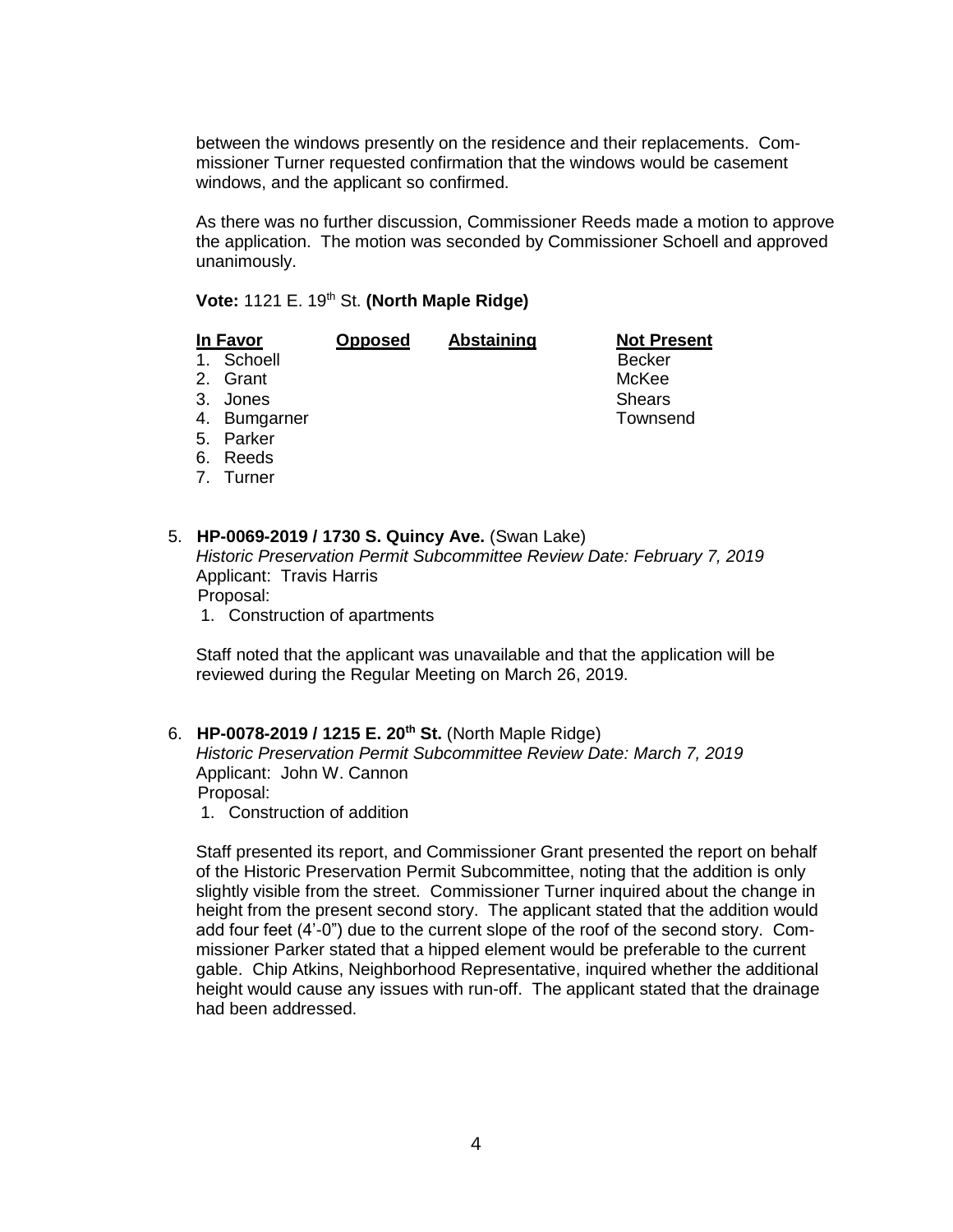between the windows presently on the residence and their replacements. Commissioner Turner requested confirmation that the windows would be casement windows, and the applicant so confirmed.

As there was no further discussion, Commissioner Reeds made a motion to approve the application. The motion was seconded by Commissioner Schoell and approved unanimously.

**Vote:** 1121 E. 19th St. **(North Maple Ridge)**

| In Favor | Opposed | Abstaining | Not Present |
|---|---|---|---|
| 1. Schoell | | | Becker |
| 2. Grant | | | McKee |
| 3. Jones | | | Shears |
| 4. Bumgarner | | | Townsend |
| 5. Parker | | | |
| 6. Reeds | | | |
| 7. Turner | | | |

5. **HP-0069-2019 / 1730 S. Quincy Ave.** (Swan Lake)
   *Historic Preservation Permit Subcommittee Review Date: February 7, 2019*
   Applicant: Travis Harris
   Proposal:
   1. Construction of apartments

   Staff noted that the applicant was unavailable and that the application will be reviewed during the Regular Meeting on March 26, 2019.

6. **HP-0078-2019 / 1215 E. 20th St.** (North Maple Ridge)
   *Historic Preservation Permit Subcommittee Review Date: March 7, 2019*
   Applicant: John W. Cannon
   Proposal:
   1. Construction of addition

   Staff presented its report, and Commissioner Grant presented the report on behalf of the Historic Preservation Permit Subcommittee, noting that the addition is only slightly visible from the street. Commissioner Turner inquired about the change in height from the present second story. The applicant stated that the addition would add four feet (4'-0") due to the current slope of the roof of the second story. Commissioner Parker stated that a hipped element would be preferable to the current gable. Chip Atkins, Neighborhood Representative, inquired whether the additional height would cause any issues with run-off. The applicant stated that the drainage had been addressed.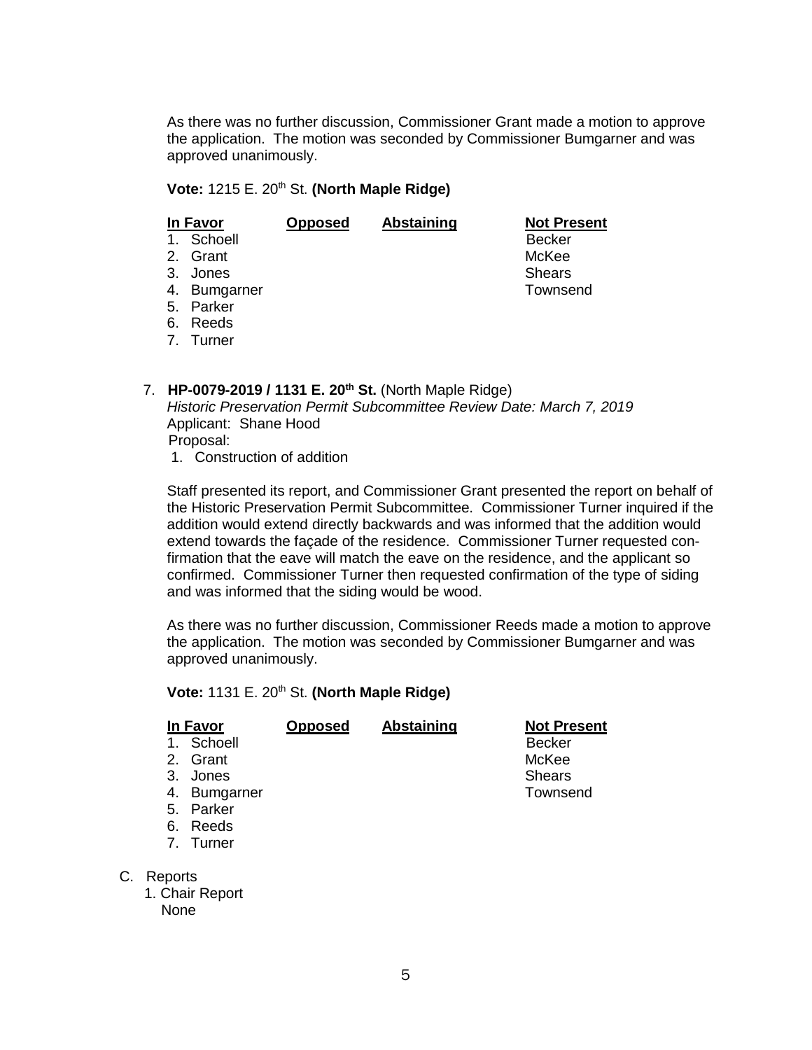As there was no further discussion, Commissioner Grant made a motion to approve the application. The motion was seconded by Commissioner Bumgarner and was approved unanimously.

**Vote:** 1215 E. 20th St. **(North Maple Ridge)**

| In Favor | Opposed | Abstaining | Not Present |
|---|---|---|---|
| 1. Schoell | | | Becker |
| 2. Grant | | | McKee |
| 3. Jones | | | Shears |
| 4. Bumgarner | | | Townsend |
| 5. Parker | | | |
| 6. Reeds | | | |
| 7. Turner | | | |

7. **HP-0079-2019 / 1131 E. 20th St.** (North Maple Ridge)
   *Historic Preservation Permit Subcommittee Review Date: March 7, 2019*
   Applicant: Shane Hood
   Proposal:
   1. Construction of addition

   Staff presented its report, and Commissioner Grant presented the report on behalf of the Historic Preservation Permit Subcommittee. Commissioner Turner inquired if the addition would extend directly backwards and was informed that the addition would extend towards the façade of the residence. Commissioner Turner requested confirmation that the eave will match the eave on the residence, and the applicant so confirmed. Commissioner Turner then requested confirmation of the type of siding and was informed that the siding would be wood.

   As there was no further discussion, Commissioner Reeds made a motion to approve the application. The motion was seconded by Commissioner Bumgarner and was approved unanimously.

**Vote:** 1131 E. 20th St. **(North Maple Ridge)**

| In Favor | Opposed | Abstaining | Not Present |
|---|---|---|---|
| 1. Schoell | | | Becker |
| 2. Grant | | | McKee |
| 3. Jones | | | Shears |
| 4. Bumgarner | | | Townsend |
| 5. Parker | | | |
| 6. Reeds | | | |
| 7. Turner | | | |

C. Reports
   1. Chair Report
      None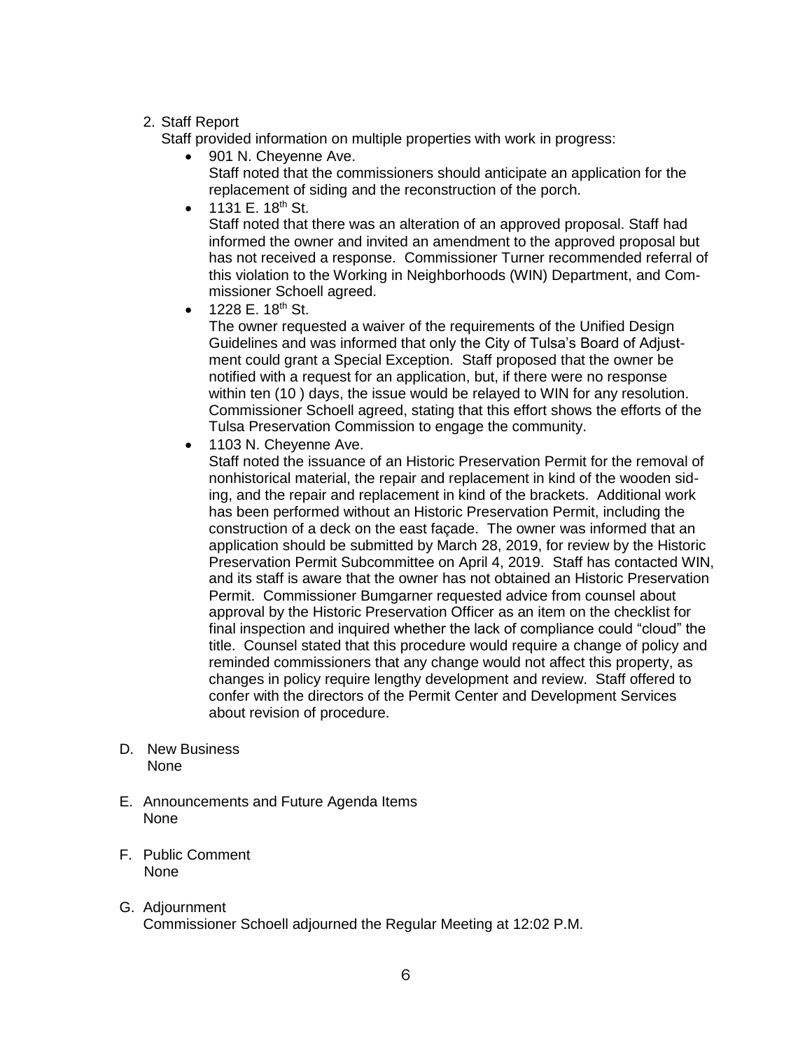2. Staff Report

   Staff provided information on multiple properties with work in progress:

   - 901 N. Cheyenne Ave.
     Staff noted that the commissioners should anticipate an application for the replacement of siding and the reconstruction of the porch.
   - 1131 E. 18th St.
     Staff noted that there was an alteration of an approved proposal. Staff had informed the owner and invited an amendment to the approved proposal but has not received a response. Commissioner Turner recommended referral of this violation to the Working in Neighborhoods (WIN) Department, and Commissioner Schoell agreed.
   - 1228 E. 18th St.
     The owner requested a waiver of the requirements of the Unified Design Guidelines and was informed that only the City of Tulsa's Board of Adjustment could grant a Special Exception. Staff proposed that the owner be notified with a request for an application, but, if there were no response within ten (10 ) days, the issue would be relayed to WIN for any resolution. Commissioner Schoell agreed, stating that this effort shows the efforts of the Tulsa Preservation Commission to engage the community.
   - 1103 N. Cheyenne Ave.
     Staff noted the issuance of an Historic Preservation Permit for the removal of nonhistorical material, the repair and replacement in kind of the wooden siding, and the repair and replacement in kind of the brackets. Additional work has been performed without an Historic Preservation Permit, including the construction of a deck on the east façade. The owner was informed that an application should be submitted by March 28, 2019, for review by the Historic Preservation Permit Subcommittee on April 4, 2019. Staff has contacted WIN, and its staff is aware that the owner has not obtained an Historic Preservation Permit. Commissioner Bumgarner requested advice from counsel about approval by the Historic Preservation Officer as an item on the checklist for final inspection and inquired whether the lack of compliance could "cloud" the title. Counsel stated that this procedure would require a change of policy and reminded commissioners that any change would not affect this property, as changes in policy require lengthy development and review. Staff offered to confer with the directors of the Permit Center and Development Services about revision of procedure.

D. New Business

   None

E. Announcements and Future Agenda Items

   None

F. Public Comment

   None

G. Adjournment

   Commissioner Schoell adjourned the Regular Meeting at 12:02 P.M.